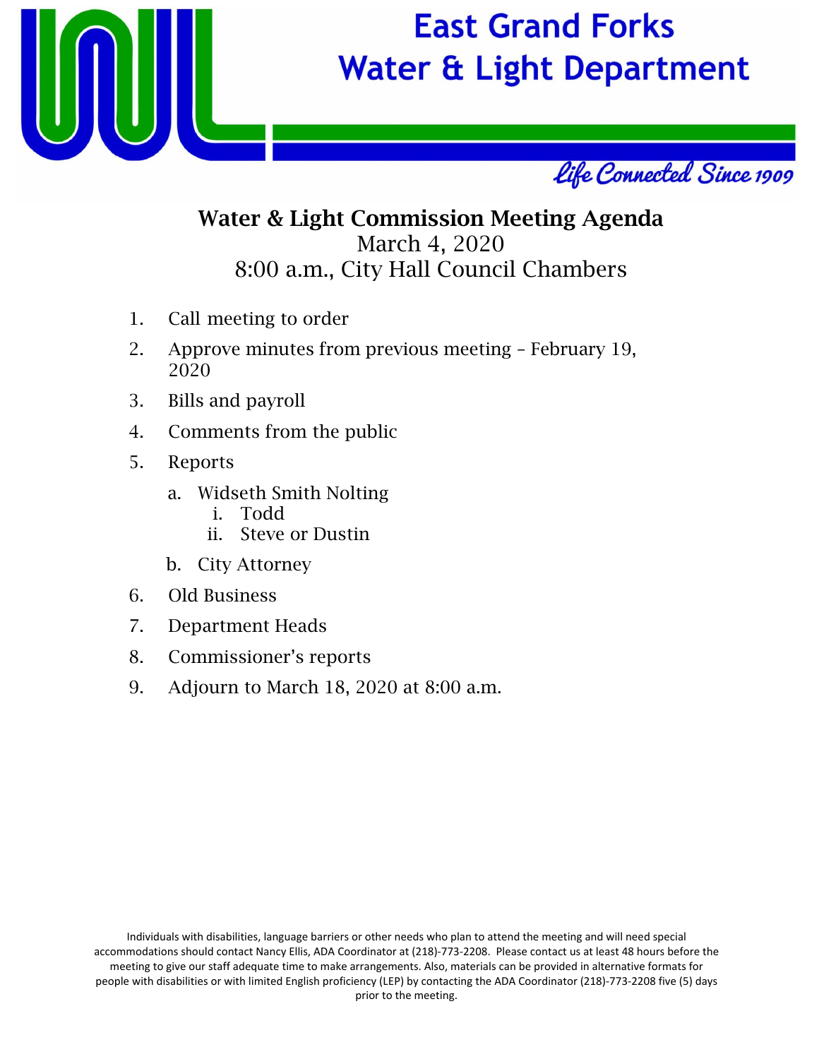# East Grand Forks Water & Light Department

*Life Connected Since 1909*

## Water & Light Commission Meeting Agenda

March 4, 2020
8:00 a.m., City Hall Council Chambers

1. Call meeting to order
2. Approve minutes from previous meeting – February 19, 2020
3. Bills and payroll
4. Comments from the public
5. Reports
   a. Widseth Smith Nolting
      i. Todd
      ii. Steve or Dustin
   b. City Attorney
6. Old Business
7. Department Heads
8. Commissioner's reports
9. Adjourn to March 18, 2020 at 8:00 a.m.

Individuals with disabilities, language barriers or other needs who plan to attend the meeting and will need special accommodations should contact Nancy Ellis, ADA Coordinator at (218)-773-2208. Please contact us at least 48 hours before the meeting to give our staff adequate time to make arrangements. Also, materials can be provided in alternative formats for people with disabilities or with limited English proficiency (LEP) by contacting the ADA Coordinator (218)-773-2208 five (5) days prior to the meeting.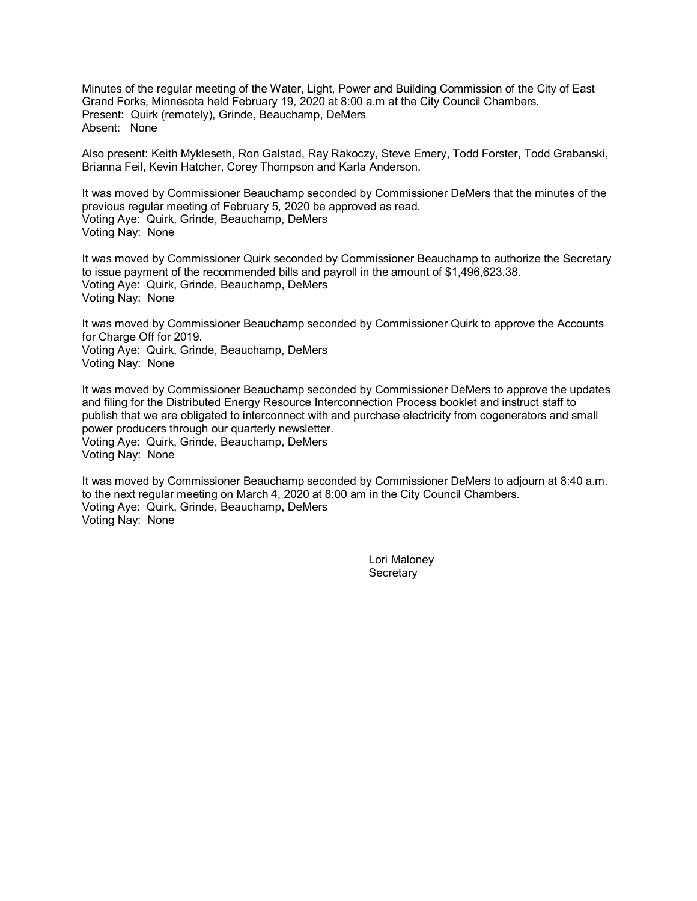Minutes of the regular meeting of the Water, Light, Power and Building Commission of the City of East Grand Forks, Minnesota held February 19, 2020 at 8:00 a.m at the City Council Chambers.
Present: Quirk (remotely), Grinde, Beauchamp, DeMers
Absent: None

Also present: Keith Mykleseth, Ron Galstad, Ray Rakoczy, Steve Emery, Todd Forster, Todd Grabanski, Brianna Feil, Kevin Hatcher, Corey Thompson and Karla Anderson.

It was moved by Commissioner Beauchamp seconded by Commissioner DeMers that the minutes of the previous regular meeting of February 5, 2020 be approved as read.
Voting Aye: Quirk, Grinde, Beauchamp, DeMers
Voting Nay: None

It was moved by Commissioner Quirk seconded by Commissioner Beauchamp to authorize the Secretary to issue payment of the recommended bills and payroll in the amount of $1,496,623.38.
Voting Aye: Quirk, Grinde, Beauchamp, DeMers
Voting Nay: None

It was moved by Commissioner Beauchamp seconded by Commissioner Quirk to approve the Accounts for Charge Off for 2019.
Voting Aye: Quirk, Grinde, Beauchamp, DeMers
Voting Nay: None

It was moved by Commissioner Beauchamp seconded by Commissioner DeMers to approve the updates and filing for the Distributed Energy Resource Interconnection Process booklet and instruct staff to publish that we are obligated to interconnect with and purchase electricity from cogenerators and small power producers through our quarterly newsletter.
Voting Aye: Quirk, Grinde, Beauchamp, DeMers
Voting Nay: None

It was moved by Commissioner Beauchamp seconded by Commissioner DeMers to adjourn at 8:40 a.m. to the next regular meeting on March 4, 2020 at 8:00 am in the City Council Chambers.
Voting Aye: Quirk, Grinde, Beauchamp, DeMers
Voting Nay: None

Lori Maloney
Secretary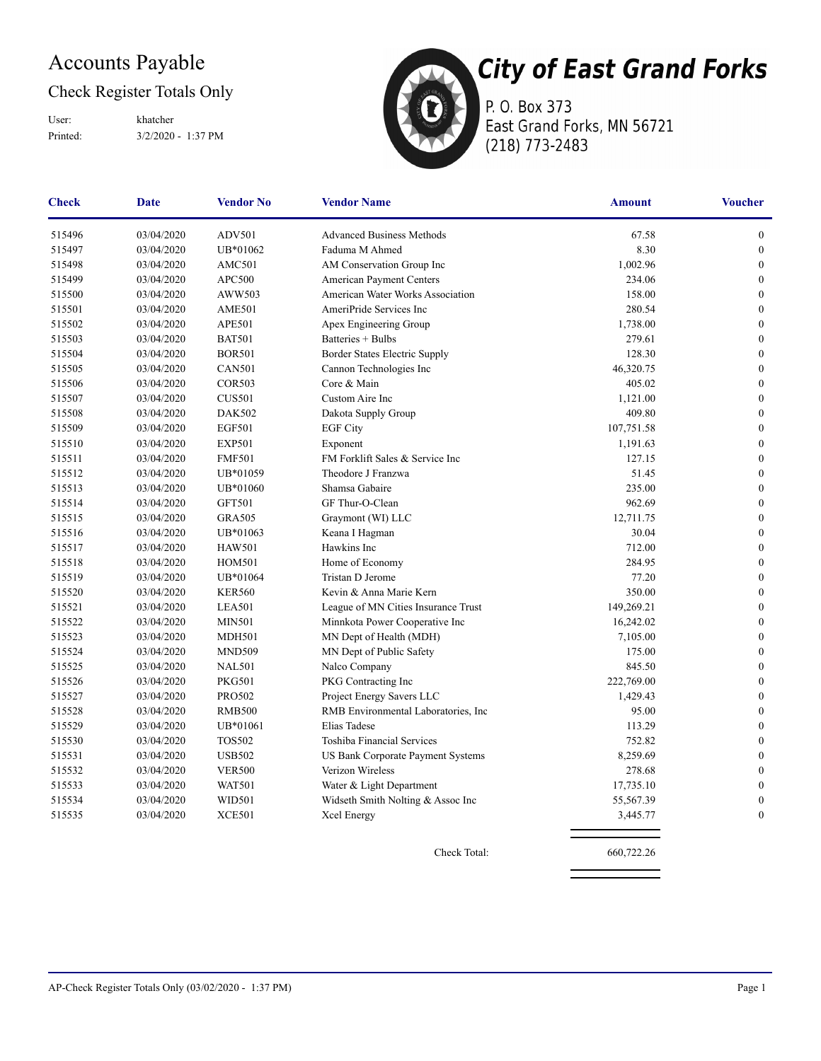# Accounts Payable

## Check Register Totals Only

User: khatcher
Printed: 3/2/2020 - 1:37 PM

**City of East Grand Forks**
P. O. Box 373
East Grand Forks, MN 56721
(218) 773-2483

| Check | Date | Vendor No | Vendor Name | Amount | Voucher |
|---|---|---|---|---|---|
| 515496 | 03/04/2020 | ADV501 | Advanced Business Methods | 67.58 | 0 |
| 515497 | 03/04/2020 | UB*01062 | Faduma M Ahmed | 8.30 | 0 |
| 515498 | 03/04/2020 | AMC501 | AM Conservation Group Inc | 1,002.96 | 0 |
| 515499 | 03/04/2020 | APC500 | American Payment Centers | 234.06 | 0 |
| 515500 | 03/04/2020 | AWW503 | American Water Works Association | 158.00 | 0 |
| 515501 | 03/04/2020 | AME501 | AmeriPride Services Inc | 280.54 | 0 |
| 515502 | 03/04/2020 | APE501 | Apex Engineering Group | 1,738.00 | 0 |
| 515503 | 03/04/2020 | BAT501 | Batteries + Bulbs | 279.61 | 0 |
| 515504 | 03/04/2020 | BOR501 | Border States Electric Supply | 128.30 | 0 |
| 515505 | 03/04/2020 | CAN501 | Cannon Technologies Inc | 46,320.75 | 0 |
| 515506 | 03/04/2020 | COR503 | Core & Main | 405.02 | 0 |
| 515507 | 03/04/2020 | CUS501 | Custom Aire Inc | 1,121.00 | 0 |
| 515508 | 03/04/2020 | DAK502 | Dakota Supply Group | 409.80 | 0 |
| 515509 | 03/04/2020 | EGF501 | EGF City | 107,751.58 | 0 |
| 515510 | 03/04/2020 | EXP501 | Exponent | 1,191.63 | 0 |
| 515511 | 03/04/2020 | FMF501 | FM Forklift Sales & Service Inc | 127.15 | 0 |
| 515512 | 03/04/2020 | UB*01059 | Theodore J Franzwa | 51.45 | 0 |
| 515513 | 03/04/2020 | UB*01060 | Shamsa Gabaire | 235.00 | 0 |
| 515514 | 03/04/2020 | GFT501 | GF Thur-O-Clean | 962.69 | 0 |
| 515515 | 03/04/2020 | GRA505 | Graymont (WI) LLC | 12,711.75 | 0 |
| 515516 | 03/04/2020 | UB*01063 | Keana I Hagman | 30.04 | 0 |
| 515517 | 03/04/2020 | HAW501 | Hawkins Inc | 712.00 | 0 |
| 515518 | 03/04/2020 | HOM501 | Home of Economy | 284.95 | 0 |
| 515519 | 03/04/2020 | UB*01064 | Tristan D Jerome | 77.20 | 0 |
| 515520 | 03/04/2020 | KER560 | Kevin & Anna Marie Kern | 350.00 | 0 |
| 515521 | 03/04/2020 | LEA501 | League of MN Cities Insurance Trust | 149,269.21 | 0 |
| 515522 | 03/04/2020 | MIN501 | Minnkota Power Cooperative Inc | 16,242.02 | 0 |
| 515523 | 03/04/2020 | MDH501 | MN Dept of Health (MDH) | 7,105.00 | 0 |
| 515524 | 03/04/2020 | MND509 | MN Dept of Public Safety | 175.00 | 0 |
| 515525 | 03/04/2020 | NAL501 | Nalco Company | 845.50 | 0 |
| 515526 | 03/04/2020 | PKG501 | PKG Contracting Inc | 222,769.00 | 0 |
| 515527 | 03/04/2020 | PRO502 | Project Energy Savers LLC | 1,429.43 | 0 |
| 515528 | 03/04/2020 | RMB500 | RMB Environmental Laboratories, Inc | 95.00 | 0 |
| 515529 | 03/04/2020 | UB*01061 | Elias Tadese | 113.29 | 0 |
| 515530 | 03/04/2020 | TOS502 | Toshiba Financial Services | 752.82 | 0 |
| 515531 | 03/04/2020 | USB502 | US Bank Corporate Payment Systems | 8,259.69 | 0 |
| 515532 | 03/04/2020 | VER500 | Verizon Wireless | 278.68 | 0 |
| 515533 | 03/04/2020 | WAT501 | Water & Light Department | 17,735.10 | 0 |
| 515534 | 03/04/2020 | WID501 | Widseth Smith Nolting & Assoc Inc | 55,567.39 | 0 |
| 515535 | 03/04/2020 | XCE501 | Xcel Energy | 3,445.77 | 0 |
| | | | Check Total: | 660,722.26 | |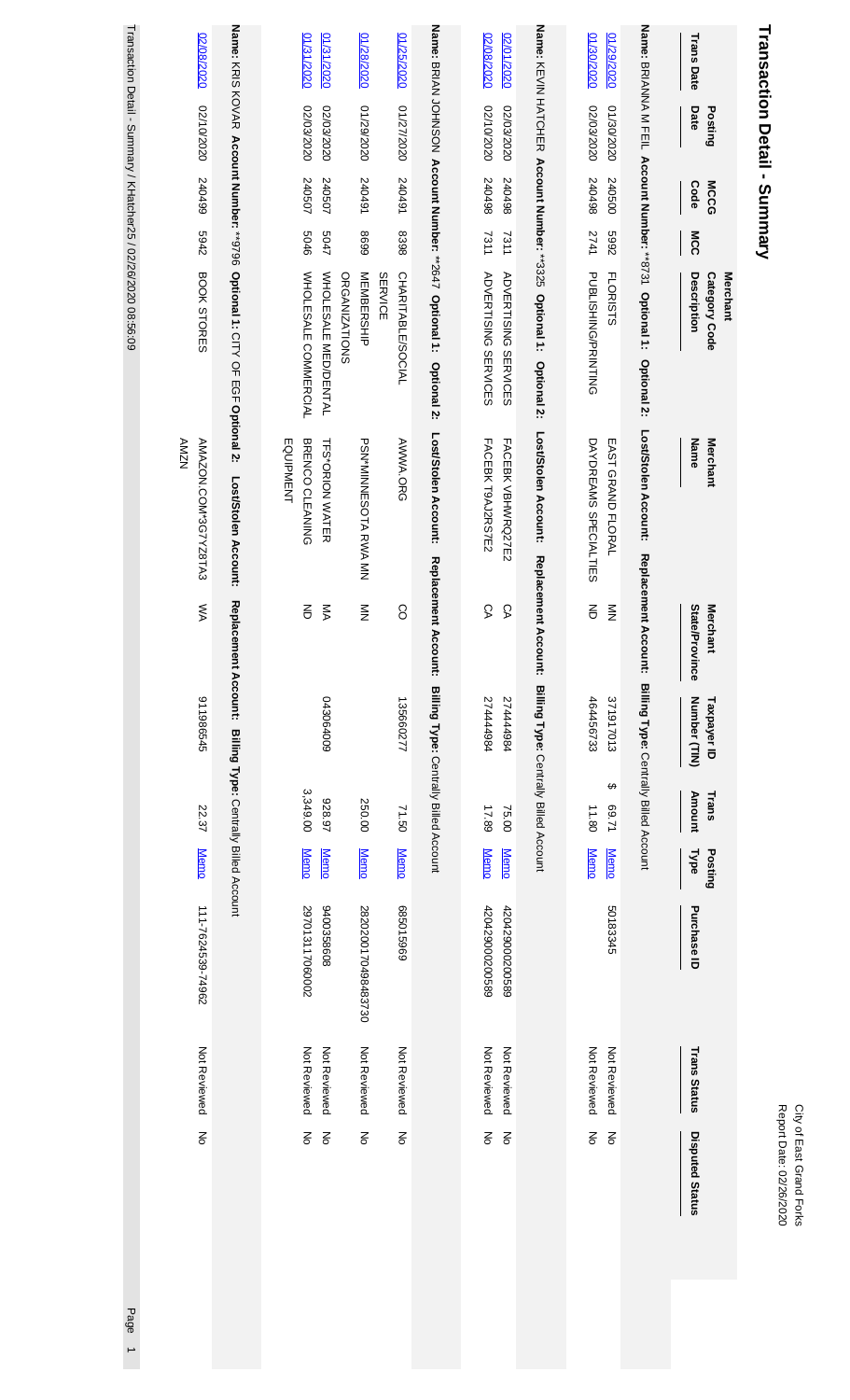# Transaction Detail - Summary

City of East Grand Forks
Report Date: 02/26/2020

| Trans Date | Posting Date | MCCG Code | MCC | Merchant Category Code Description | Merchant Name | Merchant State/Province | Taxpayer ID Number (TIN) | Trans Amount | Posting Type | Purchase ID | Trans Status | Disputed Status |
|---|---|---|---|---|---|---|---|---|---|---|---|---|
| **Name:** BRIANNA M FEIL **Account Number:** **8731 **Optional 1:** **Optional 2:** **Lost/Stolen Account:** **Replacement Account:** **Billing Type:** Centrally Billed Account | | | | | | | | | | | | |
| 01/29/2020 | 01/30/2020 | 240500 | 5992 | FLORISTS | EAST GRAND FLORAL | MN | 371917013 | $ 69.71 | Memo | 5018345 | Not Reviewed | No |
| 01/30/2020 | 02/03/2020 | 240498 | 2741 | PUBLISHING/PRINTING | DAYDREAMS SPECIALTIES | ND | 464456733 | 11.80 | Memo | | Not Reviewed | No |
| **Name:** KEVIN HATCHER **Account Number:** **3325 **Optional 1:** **Optional 2:** **Lost/Stolen Account:** **Replacement Account:** **Billing Type:** Centrally Billed Account | | | | | | | | | | | | |
| 02/01/2020 | 02/03/2020 | 240498 | 7311 | ADVERTISING SERVICES | FACEBK VBHWRQ27E2 | CA | 274444984 | 75.00 | Memo | 4204290000200589 | Not Reviewed | No |
| 02/08/2020 | 02/10/2020 | 240498 | 7311 | ADVERTISING SERVICES | FACEBK T9AJ2RS7E2 | CA | 274444984 | 17.89 | Memo | 4204290000200589 | Not Reviewed | No |
| **Name:** BRIAN JOHNSON **Account Number:** **2647 **Optional 1:** **Optional 2:** **Lost/Stolen Account:** **Replacement Account:** **Billing Type:** Centrally Billed Account | | | | | | | | | | | | |
| 01/25/2020 | 01/27/2020 | 240491 | 8398 | CHARITABLE/SOCIAL SERVICE | AWWA.ORG | CO | 135660277 | 71.50 | Memo | 685015969 | Not Reviewed | No |
| 01/28/2020 | 01/29/2020 | 240491 | 8699 | MEMBERSHIP ORGANIZATIONS | PSN*MINNESOTA RWA MN | MN | | 250.00 | Memo | 28202001704984837​30 | Not Reviewed | No |
| 01/31/2020 | 02/03/2020 | 240507 | 5047 | WHOLESALE MED/DENTAL | TFS*ORION WATER | MA | 043064009 | 928.97 | Memo | 9400358608 | Not Reviewed | No |
| 01/31/2020 | 02/03/2020 | 240507 | 5046 | WHOLESALE COMMERCIAL EQUIPMENT | BRENCO CLEANING | ND | | 3,349.00 | Memo | 2970131170600​02 | Not Reviewed | No |
| **Name:** KRIS KOVAR **Account Number:** **9796 **Optional 1:** CITY OF EGF **Optional 2:** **Lost/Stolen Account:** **Replacement Account:** **Billing Type:** Centrally Billed Account | | | | | | | | | | | | |
| 02/08/2020 | 02/10/2020 | 240499 | 5942 | BOOK STORES | AMAZON.COM*3G7Y28TA3 AMZN | WA | 911986545 | 22.37 | Memo | 111-7624539-74962 | Not Reviewed | No |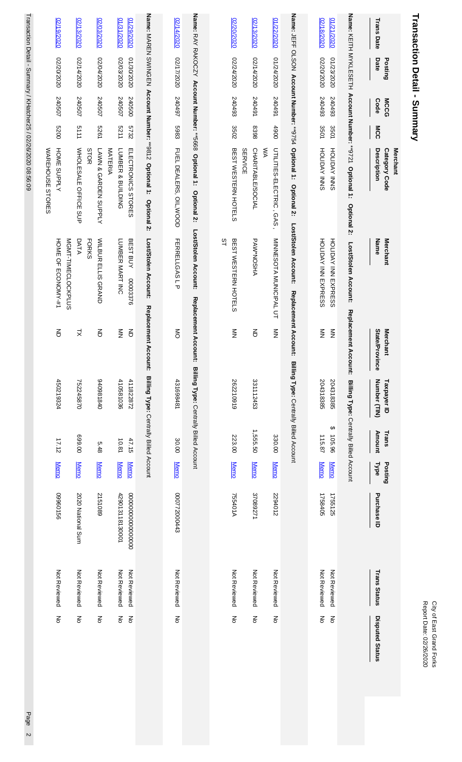# Transaction Detail - Summary

City of East Grand Forks
Report Date: 02/26/2020

| Trans Date | Posting Date | MCCG Code | MCC | Merchant Category Code Description | Merchant Name | Merchant State/Province | Taxpayer ID Number (TIN) | Trans Amount | Posting Type | Purchase ID | Trans Status | Disputed Status |
|---|---|---|---|---|---|---|---|---|---|---|---|---|
| **Name:** KEITH MYKLESETH **Account Number:** **9721 **Optional 1: Optional 2: Lost/Stolen Account: Replacement Account: Billing Type:** Centrally Billed Account | | | | | | | | | | | | |
| 01/21/2020 | 01/23/2020 | 240493 | 3501 | HOLIDAY INNS | HOLIDAY INN EXPRESS | MN | 204318385 | $ 105.96 | Memo | 1755125 | Not Reviewed | No |
| 02/18/2020 | 02/20/2020 | 240493 | 3501 | HOLIDAY INNS | HOLIDAY INN EXPRESS | MN | 204318385 | 115.87 | Memo | 1758405 | Not Reviewed | No |
| **Name:** JEFF OLSON **Account Number:** **9754 **Optional 1: Optional 2: Lost/Stolen Account: Replacement Account: Billing Type:** Centrally Billed Account | | | | | | | | | | | | |
| 01/22/2020 | 01/24/2020 | 240491 | 4900 | UTILITIES-ELECTRIC , GAS , WA | MINNESOTA MUNICIPAL UT | MN | | 330.00 | Memo | 2294012 | Not Reviewed | No |
| 02/13/2020 | 02/14/2020 | 240491 | 8398 | CHARITABLE/SOCIAL SERVICE | PAW*NOSHA | ND | 331112453 | 1,555.50 | Memo | 37089271 | Not Reviewed | No |
| 02/20/2020 | 02/24/2020 | 240493 | 3502 | BEST WESTERN HOTELS | BEST WESTERN HOTELS ST | MN | 262210919 | 223.00 | Memo | 75540IA | Not Reviewed | No |
| **Name:** RAY RAKOCZY **Account Number:** **5668 **Optional 1: Optional 2: Lost/Stolen Account: Replacement Account: Billing Type:** Centrally Billed Account | | | | | | | | | | | | |
| 02/14/2020 | 02/17/2020 | 240497 | 5983 | FUEL DEALERS, OIL,WOOD | FERRELLGAS L P | MO | 431698481 | 30.00 | Memo | 00077200443 | Not Reviewed | No |
| **Name:** MAREN SWINGEN **Account Number:** **9812 **Optional 1: Optional 2: Lost/Stolen Account: Replacement Account: Billing Type:** Centrally Billed Account | | | | | | | | | | | | |
| 01/29/2020 | 01/30/2020 | 240500 | 5732 | ELECTRONICS STORES | BEST BUY 00003376 | ND | 411822872 | 47.15 | Memo | 0000000000000000 | Not Reviewed | No |
| 01/31/2020 | 02/03/2020 | 240507 | 5211 | LUMBER & BUILDING MATERIA | LUMBER MART INC | MN | 410581036 | 10.81 | Memo | 4290131181 30001 | Not Reviewed | No |
| 02/03/2020 | 02/04/2020 | 240507 | 5261 | LAWN & GARDEN SUPPLY STOR | WILBUR ELLIS GRAND FORKS | ND | 940981840 | 5.48 | Memo | 2151089 | Not Reviewed | No |
| 02/13/2020 | 02/14/2020 | 240507 | 5111 | WHOLESALE OFFICE SUP | DATA MGMT-TIMECLOCKPLUS | TX | 752245870 | 699.00 | Memo | 2020 National Sum | Not Reviewed | No |
| 02/19/2020 | 02/20/2020 | 240507 | 5200 | HOME SUPPLY WAREHOUSE STORES | HOME OF ECONOMY #1 | ND | 450219324 | 17.12 | Memo | 0960156 | Not Reviewed | No |

Transaction Detail - Summary / KHatcher25 / 02/26/2020 08:56:09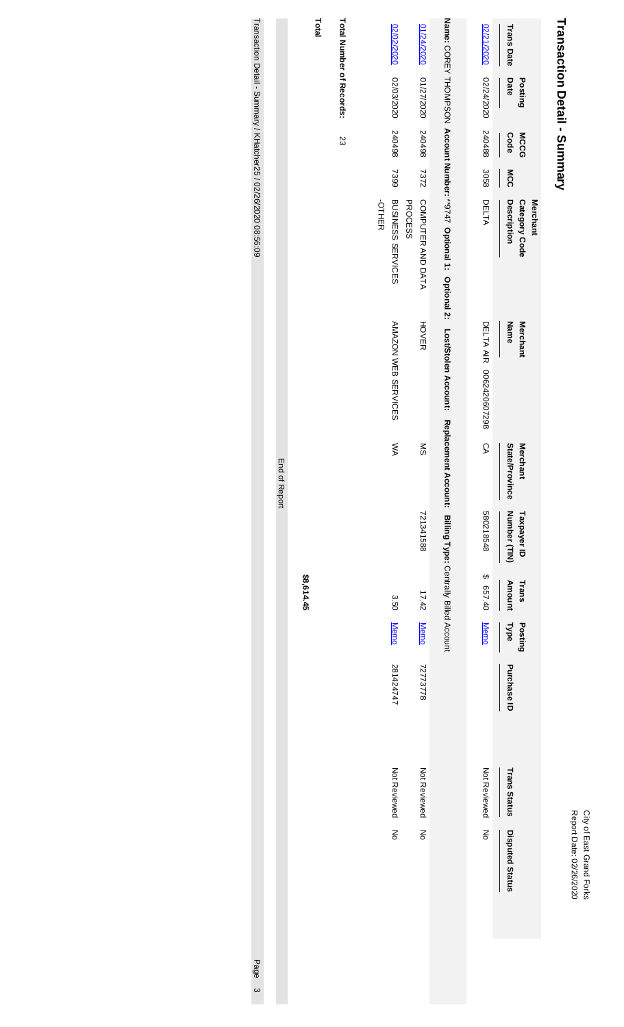# Transaction Detail - Summary

City of East Grand Forks
Report Date: 02/26/2020

| Trans Date | Posting Date | MCCG Code | MCC | Merchant Category Code Description | Merchant Name | Merchant State/Province | Taxpayer ID Number (TIN) | Trans Amount | Posting Type | Purchase ID | Trans Status | Disputed Status |
|---|---|---|---|---|---|---|---|---|---|---|---|---|
| 02/21/2020 | 02/24/2020 | 240488 | 3058 | DELTA | DELTA AIR 0062420607298 | CA | 580218548 | $ 657.40 | Memo | | Not Reviewed | No |
| **Name:** COREY THOMPSON **Account Number:** *9747 **Optional 1:** **Optional 2:** **Lost/Stolen Account:** **Replacement Account:** **Billing Type:** Centrally Billed Account | | | | | | | | | | | | |
| 01/24/2020 | 01/27/2020 | 240498 | 7372 | COMPUTER AND DATA PROCESS | HOVER | MS | 721341588 | 17.42 | Memo | 72773778 | Not Reviewed | No |
| 02/02/2020 | 02/03/2020 | 240498 | 7399 | BUSINESS SERVICES -OTHER | AMAZON WEB SERVICES | WA | | 3.50 | Memo | 281424747 | Not Reviewed | No |

**Total Number of Records:** 23

**Total** **$8,614.45**

End of Report

Transaction Detail - Summary / KHatcher25 / 02/26/2020 08:56:09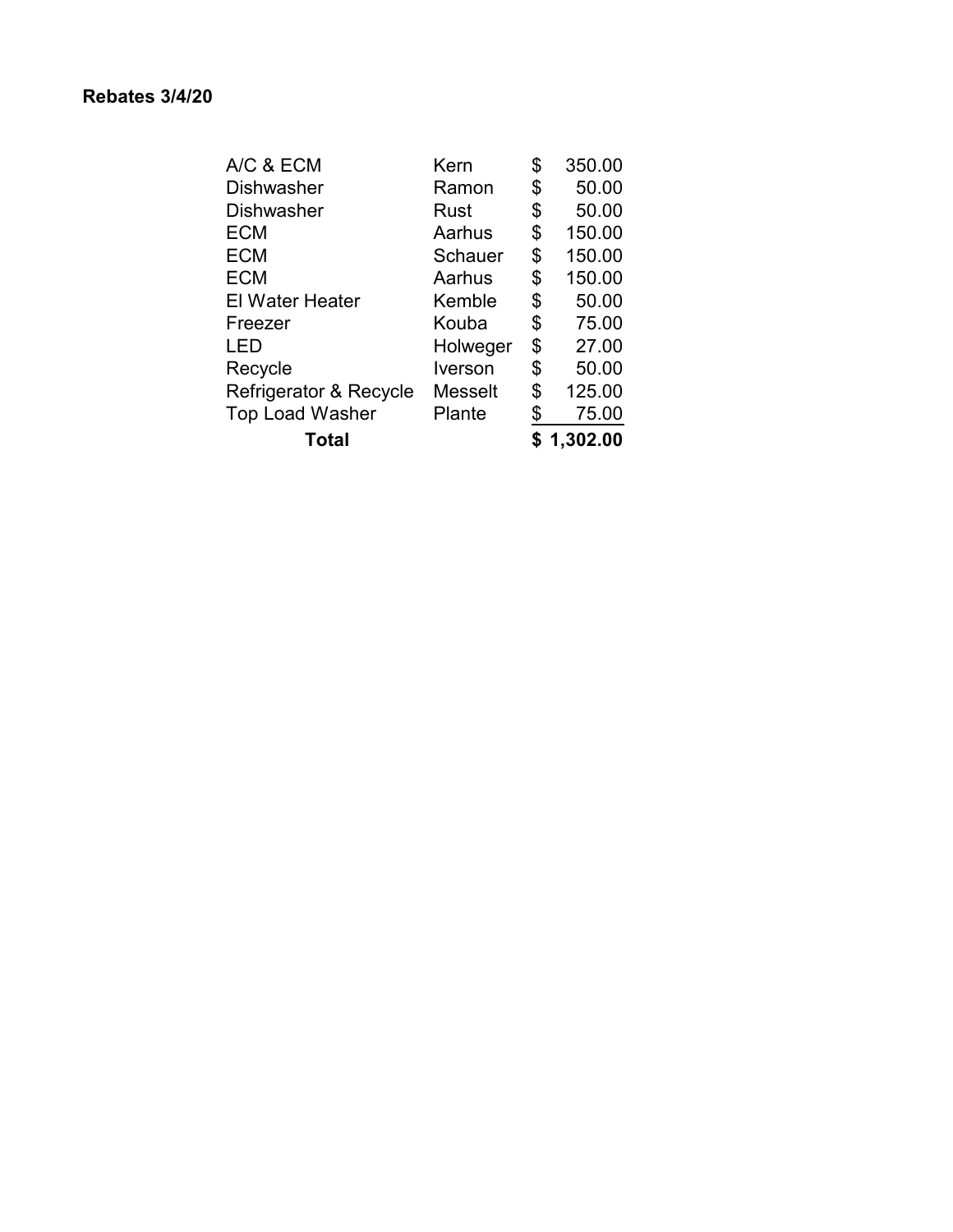**Rebates 3/4/20**

| | | |
|---|---|---|
| A/C & ECM | Kern | $ 350.00 |
| Dishwasher | Ramon | $ 50.00 |
| Dishwasher | Rust | $ 50.00 |
| ECM | Aarhus | $ 150.00 |
| ECM | Schauer | $ 150.00 |
| ECM | Aarhus | $ 150.00 |
| El Water Heater | Kemble | $ 50.00 |
| Freezer | Kouba | $ 75.00 |
| LED | Holweger | $ 27.00 |
| Recycle | Iverson | $ 50.00 |
| Refrigerator & Recycle | Messelt | $ 125.00 |
| Top Load Washer | Plante | $ 75.00 |
| **Total** | | **$ 1,302.00** |